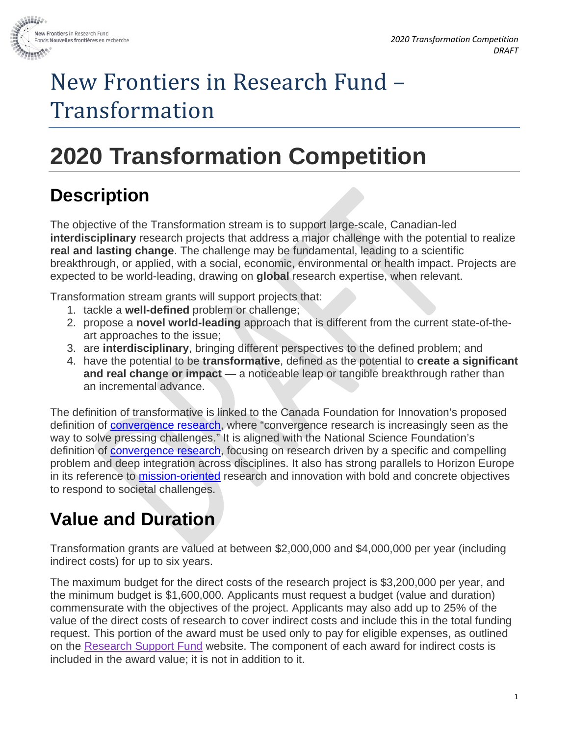# New Frontiers in Research Fund – Transformation

# 2020 Transformation Competition

## Description

The objective of the Transformation stream is to support large-scale, Canadian-led **interdisciplinary** research projects that address a major challenge with the potential to realize **real and lasting change**. The challenge may be fundamental, leading to a scientific breakthrough, or applied, with a social, economic, environmental or health impact. Projects are expected to be world-leading, drawing on **global** research expertise, when relevant.

Transformation stream grants will support projects that:

1. tackle a **well-defined** problem or challenge;
2. propose a **novel world-leading** approach that is different from the current state-of-the-art approaches to the issue;
3. are **interdisciplinary**, bringing different perspectives to the defined problem; and
4. have the potential to be **transformative**, defined as the potential to **create a significant and real change or impact** — a noticeable leap or tangible breakthrough rather than an incremental advance.

The definition of transformative is linked to the Canada Foundation for Innovation's proposed definition of convergence research, where "convergence research is increasingly seen as the way to solve pressing challenges." It is aligned with the National Science Foundation's definition of convergence research, focusing on research driven by a specific and compelling problem and deep integration across disciplines. It also has strong parallels to Horizon Europe in its reference to mission-oriented research and innovation with bold and concrete objectives to respond to societal challenges.

## Value and Duration

Transformation grants are valued at between $2,000,000 and $4,000,000 per year (including indirect costs) for up to six years.

The maximum budget for the direct costs of the research project is $3,200,000 per year, and the minimum budget is $1,600,000. Applicants must request a budget (value and duration) commensurate with the objectives of the project. Applicants may also add up to 25% of the value of the direct costs of research to cover indirect costs and include this in the total funding request. This portion of the award must be used only to pay for eligible expenses, as outlined on the Research Support Fund website. The component of each award for indirect costs is included in the award value; it is not in addition to it.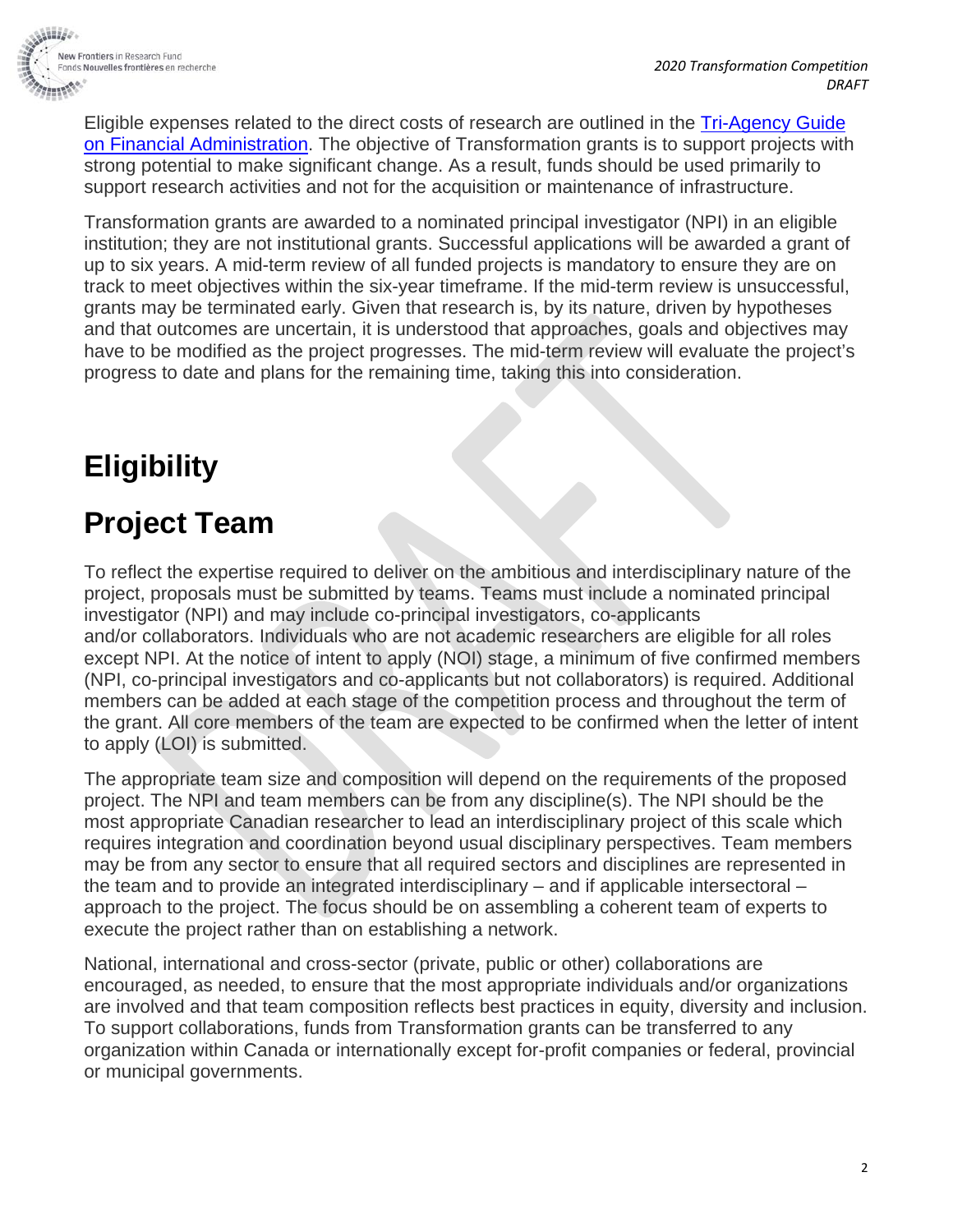Eligible expenses related to the direct costs of research are outlined in the [Tri-Agency Guide on Financial Administration](). The objective of Transformation grants is to support projects with strong potential to make significant change. As a result, funds should be used primarily to support research activities and not for the acquisition or maintenance of infrastructure.

Transformation grants are awarded to a nominated principal investigator (NPI) in an eligible institution; they are not institutional grants. Successful applications will be awarded a grant of up to six years. A mid-term review of all funded projects is mandatory to ensure they are on track to meet objectives within the six-year timeframe. If the mid-term review is unsuccessful, grants may be terminated early. Given that research is, by its nature, driven by hypotheses and that outcomes are uncertain, it is understood that approaches, goals and objectives may have to be modified as the project progresses. The mid-term review will evaluate the project's progress to date and plans for the remaining time, taking this into consideration.

# Eligibility

## Project Team

To reflect the expertise required to deliver on the ambitious and interdisciplinary nature of the project, proposals must be submitted by teams. Teams must include a nominated principal investigator (NPI) and may include co-principal investigators, co-applicants and/or collaborators. Individuals who are not academic researchers are eligible for all roles except NPI. At the notice of intent to apply (NOI) stage, a minimum of five confirmed members (NPI, co-principal investigators and co-applicants but not collaborators) is required. Additional members can be added at each stage of the competition process and throughout the term of the grant. All core members of the team are expected to be confirmed when the letter of intent to apply (LOI) is submitted.

The appropriate team size and composition will depend on the requirements of the proposed project. The NPI and team members can be from any discipline(s). The NPI should be the most appropriate Canadian researcher to lead an interdisciplinary project of this scale which requires integration and coordination beyond usual disciplinary perspectives. Team members may be from any sector to ensure that all required sectors and disciplines are represented in the team and to provide an integrated interdisciplinary – and if applicable intersectoral – approach to the project. The focus should be on assembling a coherent team of experts to execute the project rather than on establishing a network.

National, international and cross-sector (private, public or other) collaborations are encouraged, as needed, to ensure that the most appropriate individuals and/or organizations are involved and that team composition reflects best practices in equity, diversity and inclusion. To support collaborations, funds from Transformation grants can be transferred to any organization within Canada or internationally except for-profit companies or federal, provincial or municipal governments.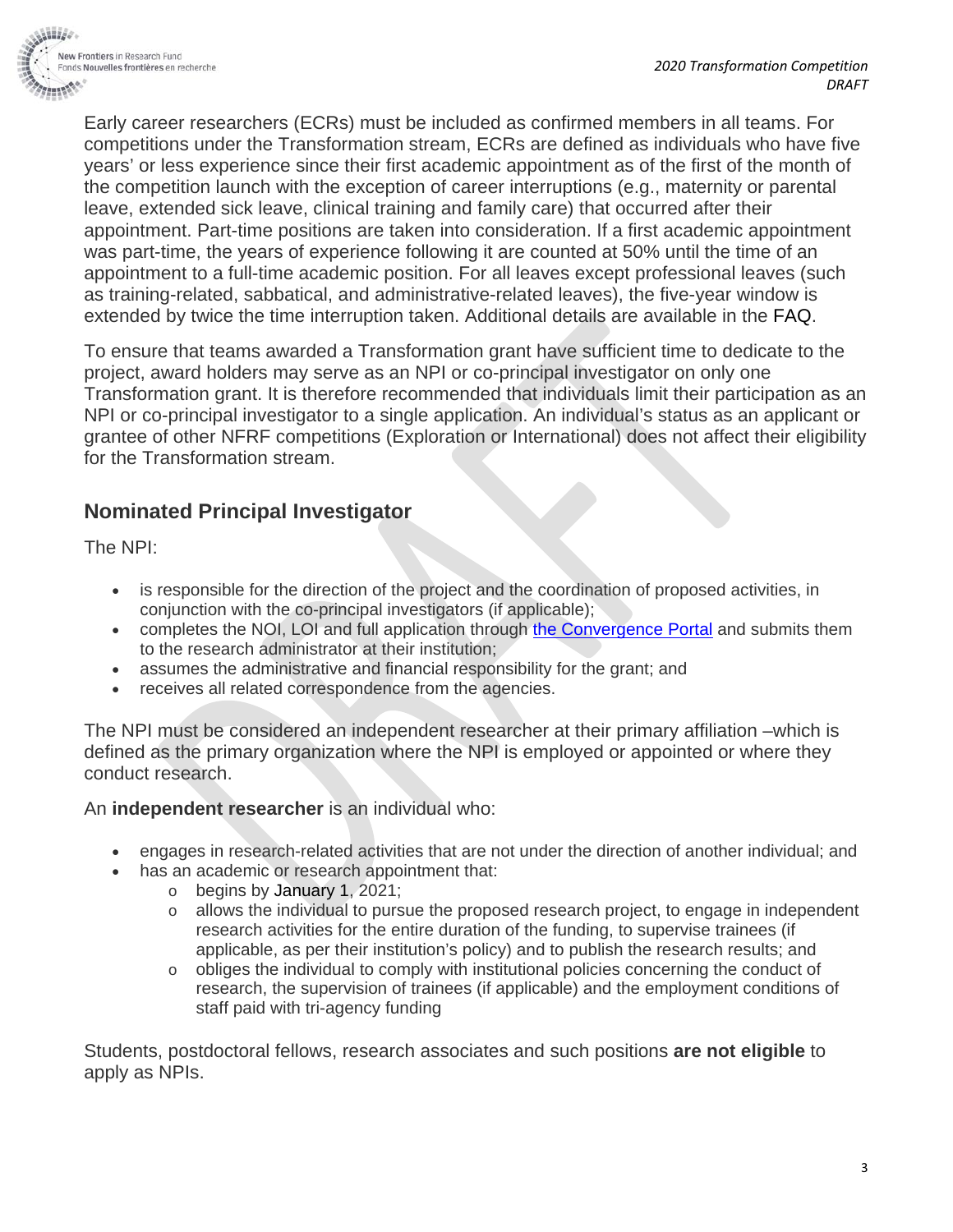Early career researchers (ECRs) must be included as confirmed members in all teams. For competitions under the Transformation stream, ECRs are defined as individuals who have five years' or less experience since their first academic appointment as of the first of the month of the competition launch with the exception of career interruptions (e.g., maternity or parental leave, extended sick leave, clinical training and family care) that occurred after their appointment. Part-time positions are taken into consideration. If a first academic appointment was part-time, the years of experience following it are counted at 50% until the time of an appointment to a full-time academic position. For all leaves except professional leaves (such as training-related, sabbatical, and administrative-related leaves), the five-year window is extended by twice the time interruption taken. Additional details are available in the FAQ.

To ensure that teams awarded a Transformation grant have sufficient time to dedicate to the project, award holders may serve as an NPI or co-principal investigator on only one Transformation grant. It is therefore recommended that individuals limit their participation as an NPI or co-principal investigator to a single application. An individual's status as an applicant or grantee of other NFRF competitions (Exploration or International) does not affect their eligibility for the Transformation stream.

## Nominated Principal Investigator

The NPI:

- is responsible for the direction of the project and the coordination of proposed activities, in conjunction with the co-principal investigators (if applicable);
- completes the NOI, LOI and full application through [the Convergence Portal] and submits them to the research administrator at their institution;
- assumes the administrative and financial responsibility for the grant; and
- receives all related correspondence from the agencies.

The NPI must be considered an independent researcher at their primary affiliation –which is defined as the primary organization where the NPI is employed or appointed or where they conduct research.

An **independent researcher** is an individual who:

- engages in research-related activities that are not under the direction of another individual; and
- has an academic or research appointment that:
  - begins by January 1, 2021;
  - allows the individual to pursue the proposed research project, to engage in independent research activities for the entire duration of the funding, to supervise trainees (if applicable, as per their institution's policy) and to publish the research results; and
  - obliges the individual to comply with institutional policies concerning the conduct of research, the supervision of trainees (if applicable) and the employment conditions of staff paid with tri-agency funding

Students, postdoctoral fellows, research associates and such positions **are not eligible** to apply as NPIs.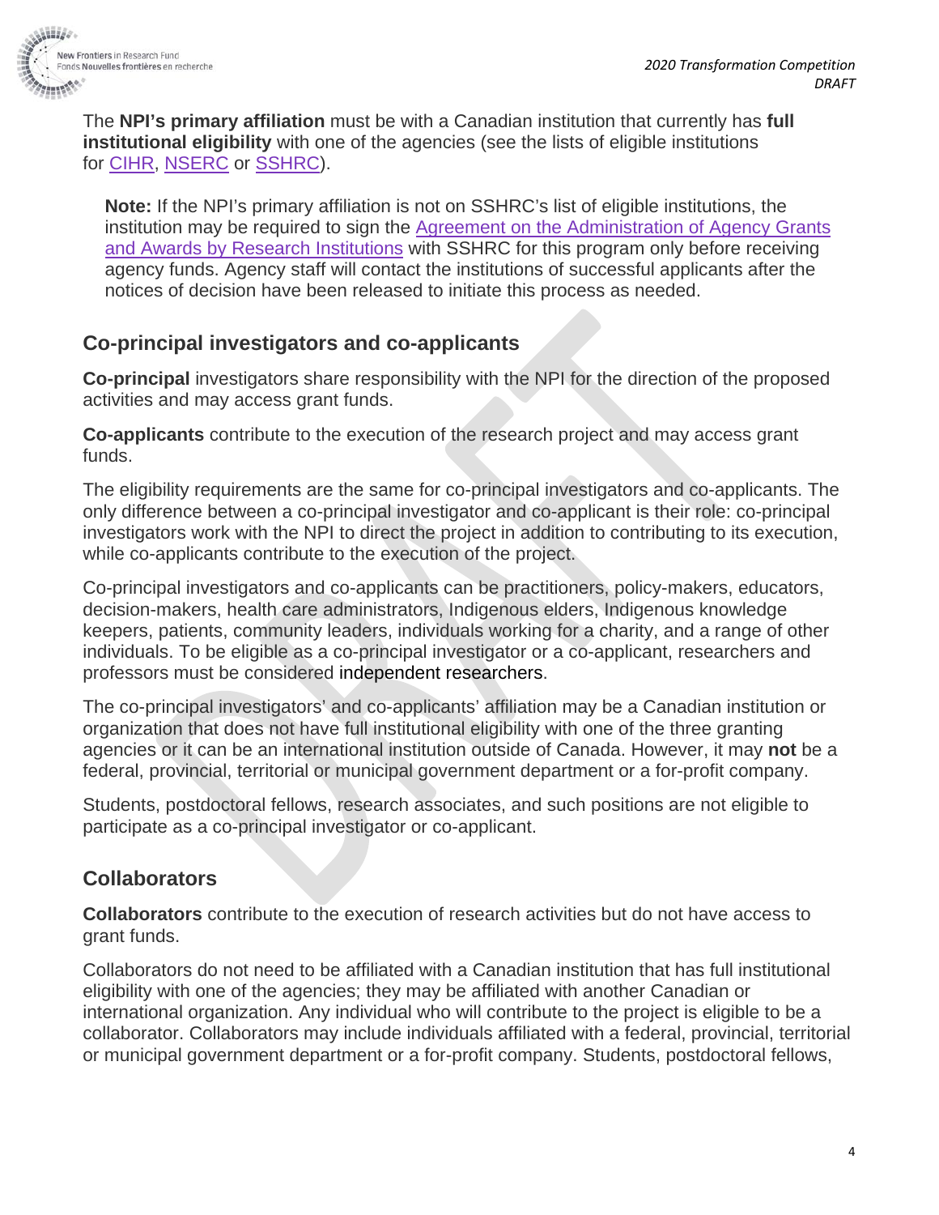The **NPI's primary affiliation** must be with a Canadian institution that currently has **full institutional eligibility** with one of the agencies (see the lists of eligible institutions for CIHR, NSERC or SSHRC).

> **Note:** If the NPI's primary affiliation is not on SSHRC's list of eligible institutions, the institution may be required to sign the Agreement on the Administration of Agency Grants and Awards by Research Institutions with SSHRC for this program only before receiving agency funds. Agency staff will contact the institutions of successful applicants after the notices of decision have been released to initiate this process as needed.

## Co-principal investigators and co-applicants

**Co-principal** investigators share responsibility with the NPI for the direction of the proposed activities and may access grant funds.

**Co-applicants** contribute to the execution of the research project and may access grant funds.

The eligibility requirements are the same for co-principal investigators and co-applicants. The only difference between a co-principal investigator and co-applicant is their role: co-principal investigators work with the NPI to direct the project in addition to contributing to its execution, while co-applicants contribute to the execution of the project.

Co-principal investigators and co-applicants can be practitioners, policy-makers, educators, decision-makers, health care administrators, Indigenous elders, Indigenous knowledge keepers, patients, community leaders, individuals working for a charity, and a range of other individuals. To be eligible as a co-principal investigator or a co-applicant, researchers and professors must be considered independent researchers.

The co-principal investigators' and co-applicants' affiliation may be a Canadian institution or organization that does not have full institutional eligibility with one of the three granting agencies or it can be an international institution outside of Canada. However, it may **not** be a federal, provincial, territorial or municipal government department or a for-profit company.

Students, postdoctoral fellows, research associates, and such positions are not eligible to participate as a co-principal investigator or co-applicant.

## Collaborators

**Collaborators** contribute to the execution of research activities but do not have access to grant funds.

Collaborators do not need to be affiliated with a Canadian institution that has full institutional eligibility with one of the agencies; they may be affiliated with another Canadian or international organization. Any individual who will contribute to the project is eligible to be a collaborator. Collaborators may include individuals affiliated with a federal, provincial, territorial or municipal government department or a for-profit company. Students, postdoctoral fellows,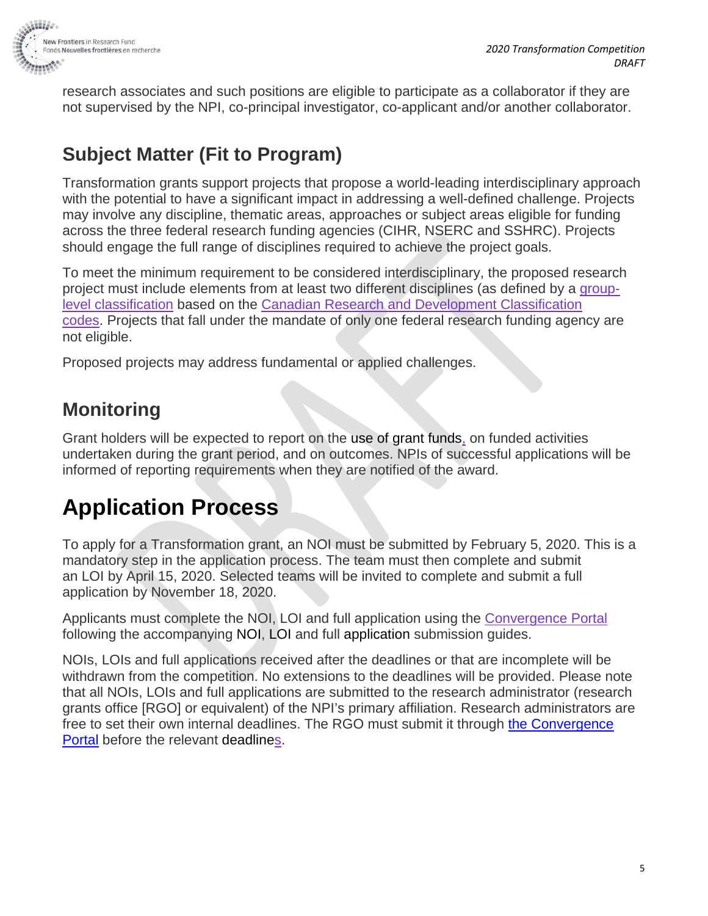research associates and such positions are eligible to participate as a collaborator if they are not supervised by the NPI, co-principal investigator, co-applicant and/or another collaborator.

## Subject Matter (Fit to Program)

Transformation grants support projects that propose a world-leading interdisciplinary approach with the potential to have a significant impact in addressing a well-defined challenge. Projects may involve any discipline, thematic areas, approaches or subject areas eligible for funding across the three federal research funding agencies (CIHR, NSERC and SSHRC). Projects should engage the full range of disciplines required to achieve the project goals.

To meet the minimum requirement to be considered interdisciplinary, the proposed research project must include elements from at least two different disciplines (as defined by a group-level classification based on the Canadian Research and Development Classification codes. Projects that fall under the mandate of only one federal research funding agency are not eligible.

Proposed projects may address fundamental or applied challenges.

## Monitoring

Grant holders will be expected to report on the use of grant funds, on funded activities undertaken during the grant period, and on outcomes. NPIs of successful applications will be informed of reporting requirements when they are notified of the award.

# Application Process

To apply for a Transformation grant, an NOI must be submitted by February 5, 2020. This is a mandatory step in the application process. The team must then complete and submit an LOI by April 15, 2020. Selected teams will be invited to complete and submit a full application by November 18, 2020.

Applicants must complete the NOI, LOI and full application using the Convergence Portal following the accompanying NOI, LOI and full application submission guides.

NOIs, LOIs and full applications received after the deadlines or that are incomplete will be withdrawn from the competition. No extensions to the deadlines will be provided. Please note that all NOIs, LOIs and full applications are submitted to the research administrator (research grants office [RGO] or equivalent) of the NPI's primary affiliation. Research administrators are free to set their own internal deadlines. The RGO must submit it through the Convergence Portal before the relevant deadlines.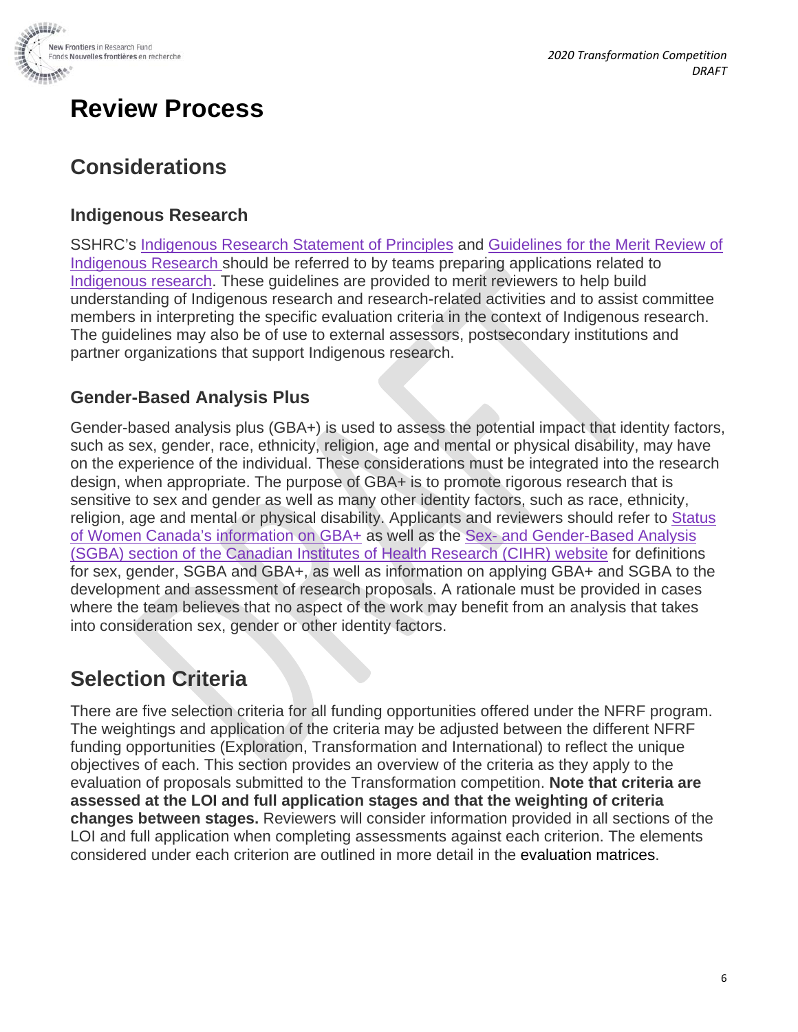# Review Process

## Considerations

### Indigenous Research

SSHRC's Indigenous Research Statement of Principles and Guidelines for the Merit Review of Indigenous Research should be referred to by teams preparing applications related to Indigenous research. These guidelines are provided to merit reviewers to help build understanding of Indigenous research and research-related activities and to assist committee members in interpreting the specific evaluation criteria in the context of Indigenous research. The guidelines may also be of use to external assessors, postsecondary institutions and partner organizations that support Indigenous research.

### Gender-Based Analysis Plus

Gender-based analysis plus (GBA+) is used to assess the potential impact that identity factors, such as sex, gender, race, ethnicity, religion, age and mental or physical disability, may have on the experience of the individual. These considerations must be integrated into the research design, when appropriate. The purpose of GBA+ is to promote rigorous research that is sensitive to sex and gender as well as many other identity factors, such as race, ethnicity, religion, age and mental or physical disability. Applicants and reviewers should refer to Status of Women Canada's information on GBA+ as well as the Sex- and Gender-Based Analysis (SGBA) section of the Canadian Institutes of Health Research (CIHR) website for definitions for sex, gender, SGBA and GBA+, as well as information on applying GBA+ and SGBA to the development and assessment of research proposals. A rationale must be provided in cases where the team believes that no aspect of the work may benefit from an analysis that takes into consideration sex, gender or other identity factors.

## Selection Criteria

There are five selection criteria for all funding opportunities offered under the NFRF program. The weightings and application of the criteria may be adjusted between the different NFRF funding opportunities (Exploration, Transformation and International) to reflect the unique objectives of each. This section provides an overview of the criteria as they apply to the evaluation of proposals submitted to the Transformation competition. **Note that criteria are assessed at the LOI and full application stages and that the weighting of criteria changes between stages.** Reviewers will consider information provided in all sections of the LOI and full application when completing assessments against each criterion. The elements considered under each criterion are outlined in more detail in the evaluation matrices.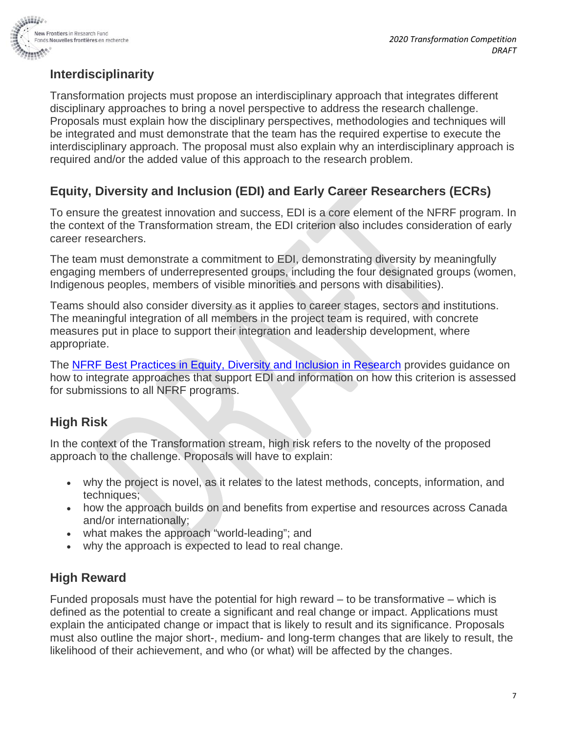## Interdisciplinarity

Transformation projects must propose an interdisciplinary approach that integrates different disciplinary approaches to bring a novel perspective to address the research challenge. Proposals must explain how the disciplinary perspectives, methodologies and techniques will be integrated and must demonstrate that the team has the required expertise to execute the interdisciplinary approach. The proposal must also explain why an interdisciplinary approach is required and/or the added value of this approach to the research problem.

## Equity, Diversity and Inclusion (EDI) and Early Career Researchers (ECRs)

To ensure the greatest innovation and success, EDI is a core element of the NFRF program. In the context of the Transformation stream, the EDI criterion also includes consideration of early career researchers.

The team must demonstrate a commitment to EDI, demonstrating diversity by meaningfully engaging members of underrepresented groups, including the four designated groups (women, Indigenous peoples, members of visible minorities and persons with disabilities).

Teams should also consider diversity as it applies to career stages, sectors and institutions. The meaningful integration of all members in the project team is required, with concrete measures put in place to support their integration and leadership development, where appropriate.

The NFRF Best Practices in Equity, Diversity and Inclusion in Research provides guidance on how to integrate approaches that support EDI and information on how this criterion is assessed for submissions to all NFRF programs.

## High Risk

In the context of the Transformation stream, high risk refers to the novelty of the proposed approach to the challenge. Proposals will have to explain:

- why the project is novel, as it relates to the latest methods, concepts, information, and techniques;
- how the approach builds on and benefits from expertise and resources across Canada and/or internationally;
- what makes the approach "world-leading"; and
- why the approach is expected to lead to real change.

## High Reward

Funded proposals must have the potential for high reward – to be transformative – which is defined as the potential to create a significant and real change or impact. Applications must explain the anticipated change or impact that is likely to result and its significance. Proposals must also outline the major short-, medium- and long-term changes that are likely to result, the likelihood of their achievement, and who (or what) will be affected by the changes.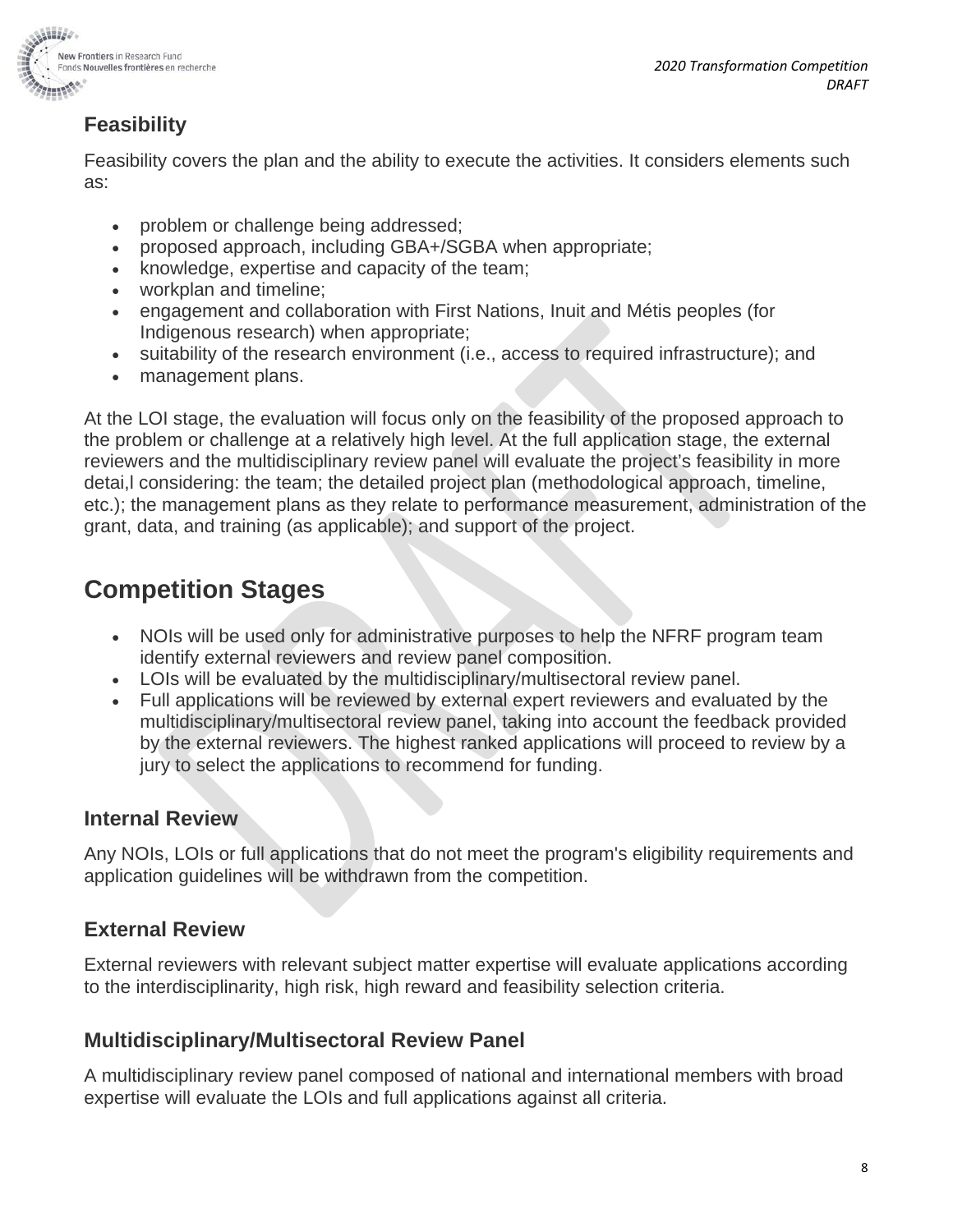### Feasibility

Feasibility covers the plan and the ability to execute the activities. It considers elements such as:

- problem or challenge being addressed;
- proposed approach, including GBA+/SGBA when appropriate;
- knowledge, expertise and capacity of the team;
- workplan and timeline;
- engagement and collaboration with First Nations, Inuit and Métis peoples (for Indigenous research) when appropriate;
- suitability of the research environment (i.e., access to required infrastructure); and
- management plans.

At the LOI stage, the evaluation will focus only on the feasibility of the proposed approach to the problem or challenge at a relatively high level. At the full application stage, the external reviewers and the multidisciplinary review panel will evaluate the project's feasibility in more detai,l considering: the team; the detailed project plan (methodological approach, timeline, etc.); the management plans as they relate to performance measurement, administration of the grant, data, and training (as applicable); and support of the project.

## Competition Stages

- NOIs will be used only for administrative purposes to help the NFRF program team identify external reviewers and review panel composition.
- LOIs will be evaluated by the multidisciplinary/multisectoral review panel.
- Full applications will be reviewed by external expert reviewers and evaluated by the multidisciplinary/multisectoral review panel, taking into account the feedback provided by the external reviewers. The highest ranked applications will proceed to review by a jury to select the applications to recommend for funding.

### Internal Review

Any NOIs, LOIs or full applications that do not meet the program's eligibility requirements and application guidelines will be withdrawn from the competition.

### External Review

External reviewers with relevant subject matter expertise will evaluate applications according to the interdisciplinarity, high risk, high reward and feasibility selection criteria.

### Multidisciplinary/Multisectoral Review Panel

A multidisciplinary review panel composed of national and international members with broad expertise will evaluate the LOIs and full applications against all criteria.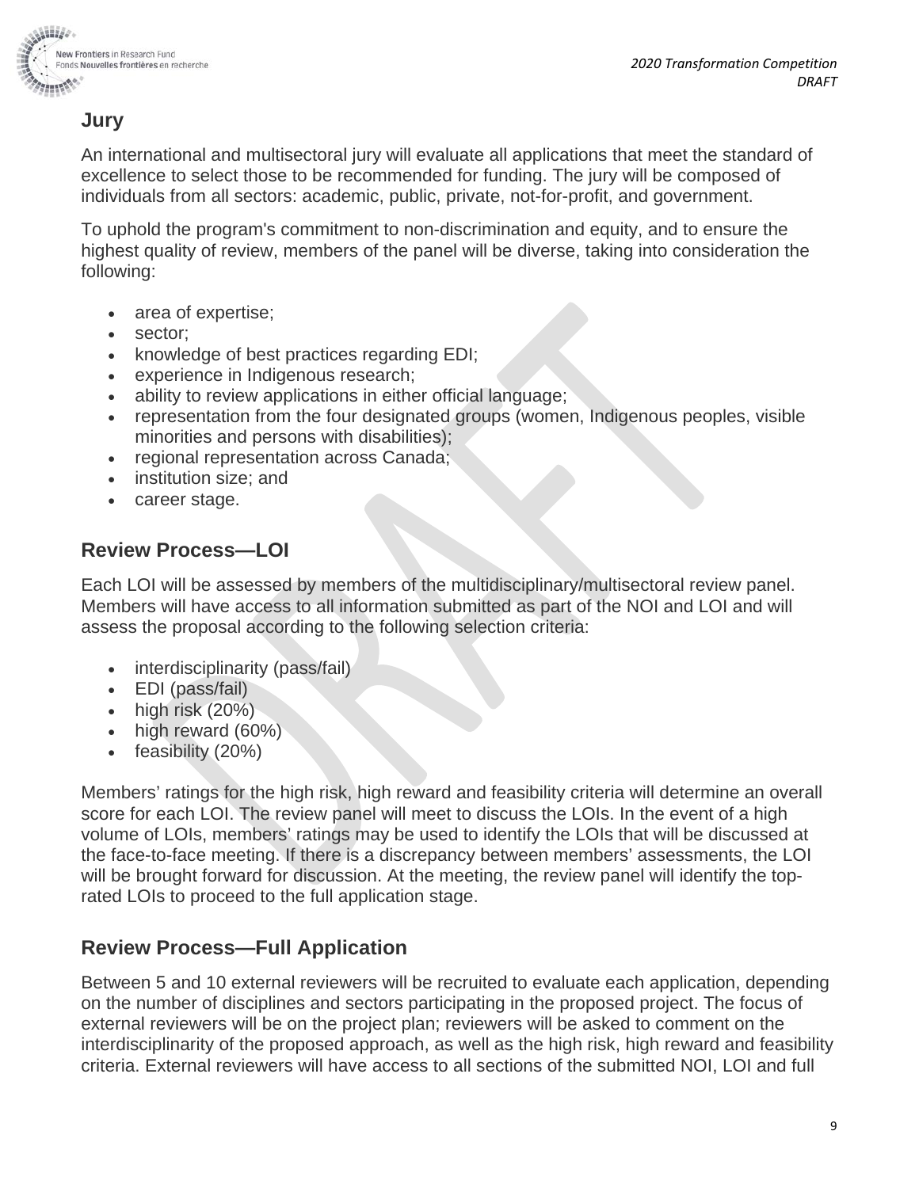## Jury

An international and multisectoral jury will evaluate all applications that meet the standard of excellence to select those to be recommended for funding. The jury will be composed of individuals from all sectors: academic, public, private, not-for-profit, and government.

To uphold the program's commitment to non-discrimination and equity, and to ensure the highest quality of review, members of the panel will be diverse, taking into consideration the following:

- area of expertise;
- sector;
- knowledge of best practices regarding EDI;
- experience in Indigenous research;
- ability to review applications in either official language;
- representation from the four designated groups (women, Indigenous peoples, visible minorities and persons with disabilities);
- regional representation across Canada;
- institution size; and
- career stage.

## Review Process—LOI

Each LOI will be assessed by members of the multidisciplinary/multisectoral review panel. Members will have access to all information submitted as part of the NOI and LOI and will assess the proposal according to the following selection criteria:

- interdisciplinarity (pass/fail)
- EDI (pass/fail)
- high risk (20%)
- high reward (60%)
- feasibility (20%)

Members' ratings for the high risk, high reward and feasibility criteria will determine an overall score for each LOI. The review panel will meet to discuss the LOIs. In the event of a high volume of LOIs, members' ratings may be used to identify the LOIs that will be discussed at the face-to-face meeting. If there is a discrepancy between members' assessments, the LOI will be brought forward for discussion. At the meeting, the review panel will identify the top-rated LOIs to proceed to the full application stage.

## Review Process—Full Application

Between 5 and 10 external reviewers will be recruited to evaluate each application, depending on the number of disciplines and sectors participating in the proposed project. The focus of external reviewers will be on the project plan; reviewers will be asked to comment on the interdisciplinarity of the proposed approach, as well as the high risk, high reward and feasibility criteria. External reviewers will have access to all sections of the submitted NOI, LOI and full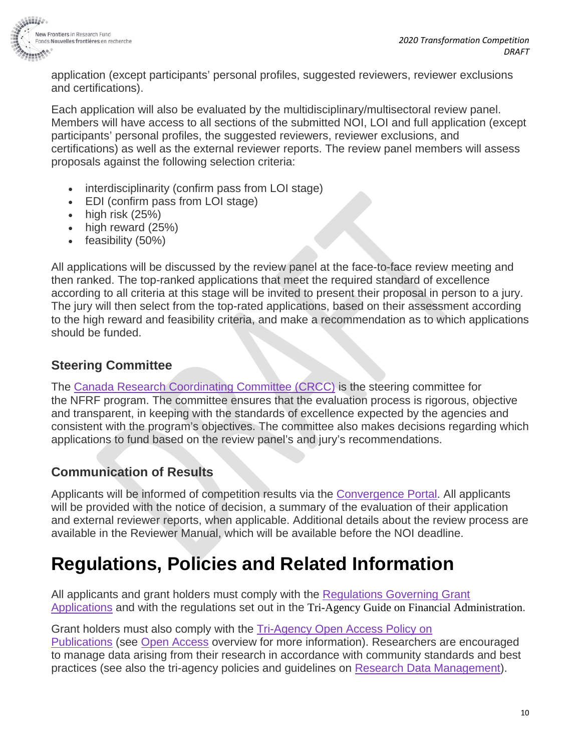application (except participants' personal profiles, suggested reviewers, reviewer exclusions and certifications).

Each application will also be evaluated by the multidisciplinary/multisectoral review panel. Members will have access to all sections of the submitted NOI, LOI and full application (except participants' personal profiles, the suggested reviewers, reviewer exclusions, and certifications) as well as the external reviewer reports. The review panel members will assess proposals against the following selection criteria:

- interdisciplinarity (confirm pass from LOI stage)
- EDI (confirm pass from LOI stage)
- high risk (25%)
- high reward (25%)
- feasibility (50%)

All applications will be discussed by the review panel at the face-to-face review meeting and then ranked. The top-ranked applications that meet the required standard of excellence according to all criteria at this stage will be invited to present their proposal in person to a jury. The jury will then select from the top-rated applications, based on their assessment according to the high reward and feasibility criteria, and make a recommendation as to which applications should be funded.

### Steering Committee

The [Canada Research Coordinating Committee (CRCC)]() is the steering committee for the NFRF program. The committee ensures that the evaluation process is rigorous, objective and transparent, in keeping with the standards of excellence expected by the agencies and consistent with the program's objectives. The committee also makes decisions regarding which applications to fund based on the review panel's and jury's recommendations.

### Communication of Results

Applicants will be informed of competition results via the [Convergence Portal](). All applicants will be provided with the notice of decision, a summary of the evaluation of their application and external reviewer reports, when applicable. Additional details about the review process are available in the Reviewer Manual, which will be available before the NOI deadline.

# Regulations, Policies and Related Information

All applicants and grant holders must comply with the [Regulations Governing Grant Applications]() and with the regulations set out in the Tri-Agency Guide on Financial Administration.

Grant holders must also comply with the [Tri-Agency Open Access Policy on Publications]() (see [Open Access]() overview for more information). Researchers are encouraged to manage data arising from their research in accordance with community standards and best practices (see also the tri-agency policies and guidelines on [Research Data Management]()).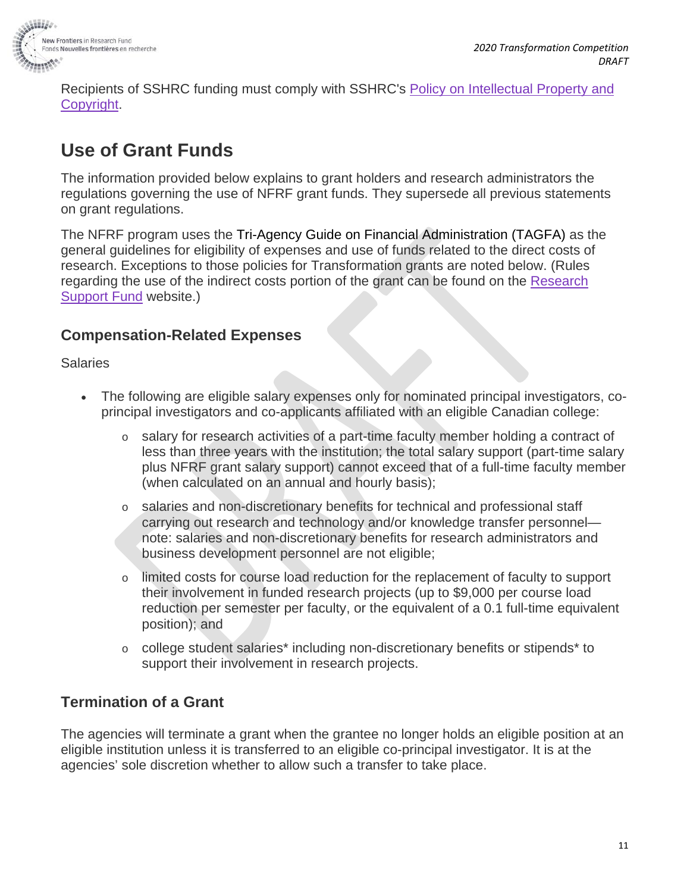Recipients of SSHRC funding must comply with SSHRC's Policy on Intellectual Property and Copyright.

## Use of Grant Funds

The information provided below explains to grant holders and research administrators the regulations governing the use of NFRF grant funds. They supersede all previous statements on grant regulations.

The NFRF program uses the Tri-Agency Guide on Financial Administration (TAGFA) as the general guidelines for eligibility of expenses and use of funds related to the direct costs of research. Exceptions to those policies for Transformation grants are noted below. (Rules regarding the use of the indirect costs portion of the grant can be found on the Research Support Fund website.)

### Compensation-Related Expenses

Salaries

- The following are eligible salary expenses only for nominated principal investigators, co-principal investigators and co-applicants affiliated with an eligible Canadian college:
  - salary for research activities of a part-time faculty member holding a contract of less than three years with the institution; the total salary support (part-time salary plus NFRF grant salary support) cannot exceed that of a full-time faculty member (when calculated on an annual and hourly basis);
  - salaries and non-discretionary benefits for technical and professional staff carrying out research and technology and/or knowledge transfer personnel—note: salaries and non-discretionary benefits for research administrators and business development personnel are not eligible;
  - limited costs for course load reduction for the replacement of faculty to support their involvement in funded research projects (up to $9,000 per course load reduction per semester per faculty, or the equivalent of a 0.1 full-time equivalent position); and
  - college student salaries* including non-discretionary benefits or stipends* to support their involvement in research projects.

### Termination of a Grant

The agencies will terminate a grant when the grantee no longer holds an eligible position at an eligible institution unless it is transferred to an eligible co-principal investigator. It is at the agencies' sole discretion whether to allow such a transfer to take place.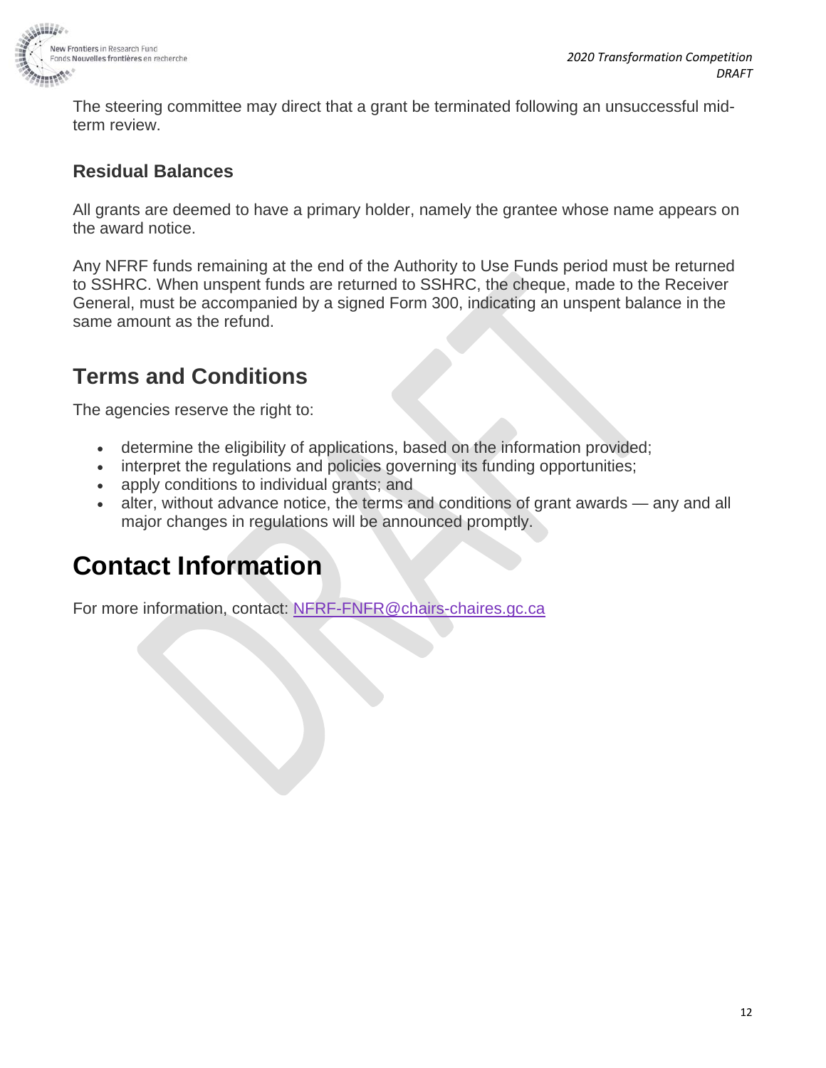The steering committee may direct that a grant be terminated following an unsuccessful mid-term review.

### Residual Balances

All grants are deemed to have a primary holder, namely the grantee whose name appears on the award notice.

Any NFRF funds remaining at the end of the Authority to Use Funds period must be returned to SSHRC. When unspent funds are returned to SSHRC, the cheque, made to the Receiver General, must be accompanied by a signed Form 300, indicating an unspent balance in the same amount as the refund.

## Terms and Conditions

The agencies reserve the right to:

- determine the eligibility of applications, based on the information provided;
- interpret the regulations and policies governing its funding opportunities;
- apply conditions to individual grants; and
- alter, without advance notice, the terms and conditions of grant awards — any and all major changes in regulations will be announced promptly.

# Contact Information

For more information, contact: NFRF-FNFR@chairs-chaires.gc.ca